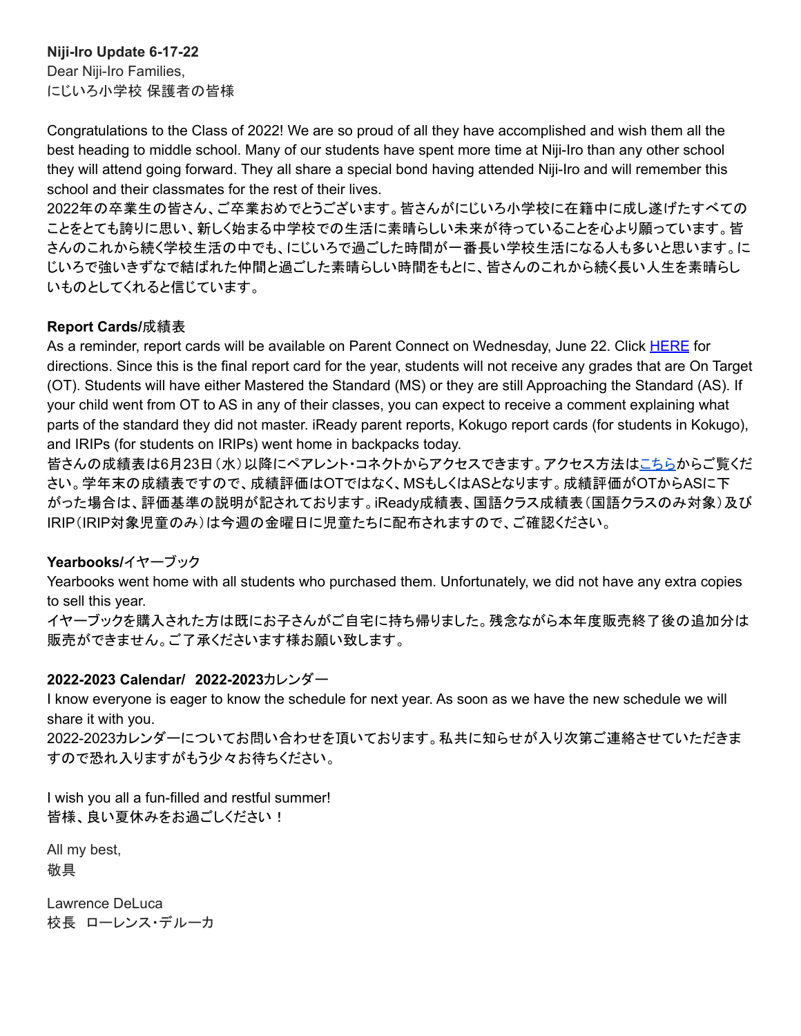**Niji-Iro Update 6-17-22**
Dear Niji-Iro Families,
にじいろ小学校 保護者の皆様

Congratulations to the Class of 2022! We are so proud of all they have accomplished and wish them all the best heading to middle school. Many of our students have spent more time at Niji-Iro than any other school they will attend going forward. They all share a special bond having attended Niji-Iro and will remember this school and their classmates for the rest of their lives.
2022年の卒業生の皆さん、ご卒業おめでとうございます。皆さんがにじいろ小学校に在籍中に成し遂げたすべてのことをとても誇りに思い、新しく始まる中学校での生活に素晴らしい未来が待っていることを心より願っています。皆さんのこれから続く学校生活の中でも、にじいろで過ごした時間が一番長い学校生活になる人も多いと思います。にじいろで強いきずなで結ばれた仲間と過ごした素晴らしい時間をもとに、皆さんのこれから続く長い人生を素晴らしいものとしてくれると信じています。

**Report Cards/成績表**
As a reminder, report cards will be available on Parent Connect on Wednesday, June 22. Click HERE for directions. Since this is the final report card for the year, students will not receive any grades that are On Target (OT). Students will have either Mastered the Standard (MS) or they are still Approaching the Standard (AS). If your child went from OT to AS in any of their classes, you can expect to receive a comment explaining what parts of the standard they did not master. iReady parent reports, Kokugo report cards (for students in Kokugo), and IRIPs (for students on IRIPs) went home in backpacks today.
皆さんの成績表は6月23日（水）以降にペアレント･コネクトからアクセスできます。アクセス方法はこちらからご覧ください。学年末の成績表ですので、成績評価はOTではなく、MSもしくはASとなります。成績評価がOTからASに下がった場合は、評価基準の説明が記されております。iReady成績表、国語クラス成績表（国語クラスのみ対象）及びIRIP（IRIP対象児童のみ）は今週の金曜日に児童たちに配布されますので、ご確認ください。

**Yearbooks/イヤーブック**
Yearbooks went home with all students who purchased them. Unfortunately, we did not have any extra copies to sell this year.
イヤーブックを購入された方は既にお子さんがご自宅に持ち帰りました。残念ながら本年度販売終了後の追加分は販売ができません。ご了承くださいます様お願い致します。

**2022-2023 Calendar/ 2022-2023カレンダー**
I know everyone is eager to know the schedule for next year. As soon as we have the new schedule we will share it with you.
2022-2023カレンダーについてお問い合わせを頂いております。私共に知らせが入り次第ご連絡させていただきますので恐れ入りますがもう少々お待ちください。

I wish you all a fun-filled and restful summer!
皆様、良い夏休みをお過ごしください！

All my best,
敬具

Lawrence DeLuca
校長 ローレンス･デルーカ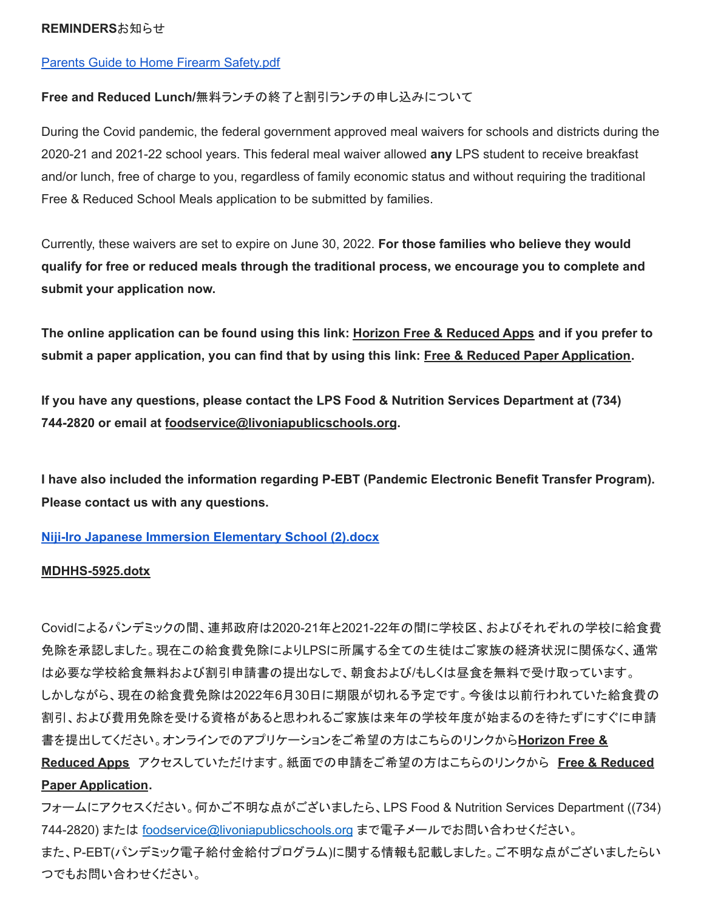**REMINDERS**お知らせ

[Parents Guide to Home Firearm Safety.pdf]

**Free and Reduced Lunch/**無料ランチの終了と割引ランチの申し込みについて

During the Covid pandemic, the federal government approved meal waivers for schools and districts during the 2020-21 and 2021-22 school years. This federal meal waiver allowed **any** LPS student to receive breakfast and/or lunch, free of charge to you, regardless of family economic status and without requiring the traditional Free & Reduced School Meals application to be submitted by families.

Currently, these waivers are set to expire on June 30, 2022. **For those families who believe they would qualify for free or reduced meals through the traditional process, we encourage you to complete and submit your application now.**

**The online application can be found using this link: Horizon Free & Reduced Apps and if you prefer to submit a paper application, you can find that by using this link: Free & Reduced Paper Application.**

**If you have any questions, please contact the LPS Food & Nutrition Services Department at (734) 744-2820 or email at foodservice@livoniapublicschools.org.**

**I have also included the information regarding P-EBT (Pandemic Electronic Benefit Transfer Program). Please contact us with any questions.**

**Niji-Iro Japanese Immersion Elementary School (2).docx**

**MDHHS-5925.dotx**

Covidによるパンデミックの間、連邦政府は2020-21年と2021-22年の間に学校区、およびそれぞれの学校に給食費免除を承認しました。現在この給食費免除によりLPSに所属する全ての生徒はご家族の経済状況に関係なく、通常は必要な学校給食無料および割引申請書の提出なしで、朝食および/もしくは昼食を無料で受け取っています。しかしながら、現在の給食費免除は2022年6月30日に期限が切れる予定です。今後は以前行われていた給食費の割引、および費用免除を受ける資格があると思われるご家族は来年の学校年度が始まるのを待たずにすぐに申請書を提出してください。オンラインでのアプリケーションをご希望の方はこちらのリンクから**Horizon Free & Reduced Apps**　アクセスしていただけます。紙面での申請をご希望の方はこちらのリンクから　**Free & Reduced Paper Application**.
フォームにアクセスください。何かご不明な点がございましたら、LPS Food & Nutrition Services Department ((734) 744-2820) または foodservice@livoniapublicschools.org まで電子メールでお問い合わせください。
また、P-EBT(パンデミック電子給付金給付プログラム)に関する情報も記載しました。ご不明な点がございましたらいつでもお問い合わせください。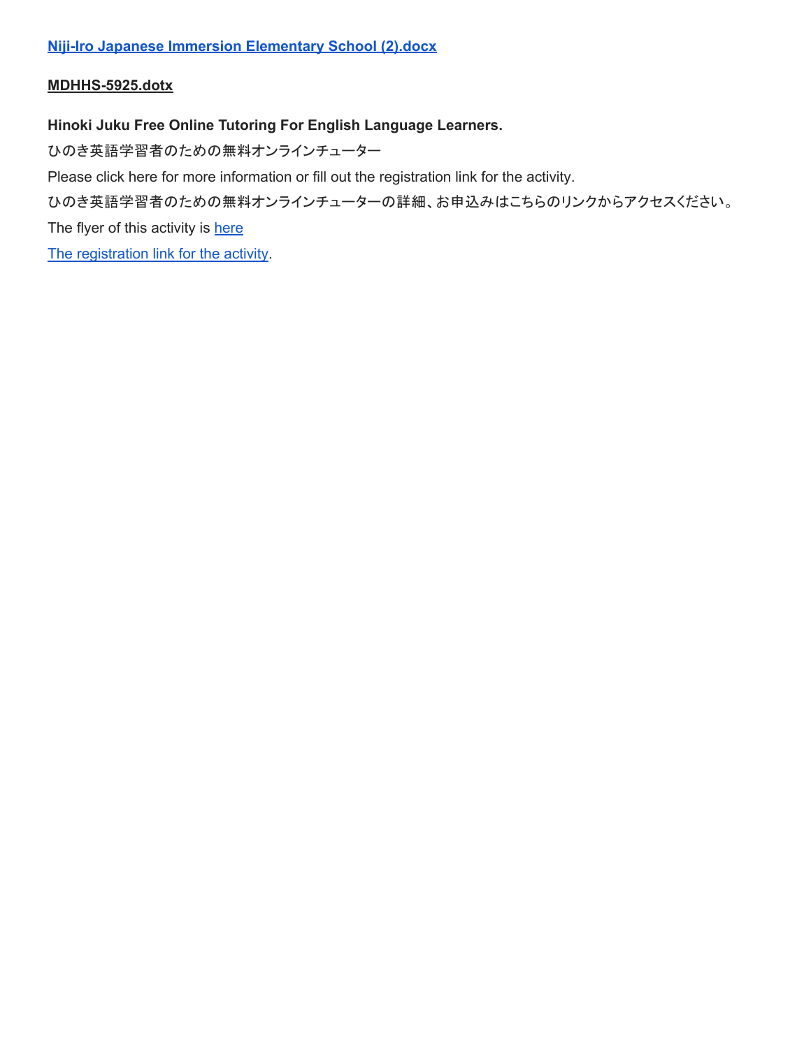**Niji-Iro Japanese Immersion Elementary School (2).docx**

**MDHHS-5925.dotx**

**Hinoki Juku Free Online Tutoring For English Language Learners.**

ひのき英語学習者のための無料オンラインチューター

Please click here for more information or fill out the registration link for the activity.

ひのき英語学習者のための無料オンラインチューターの詳細、お申込みはこちらのリンクからアクセスください。

The flyer of this activity is here

The registration link for the activity.